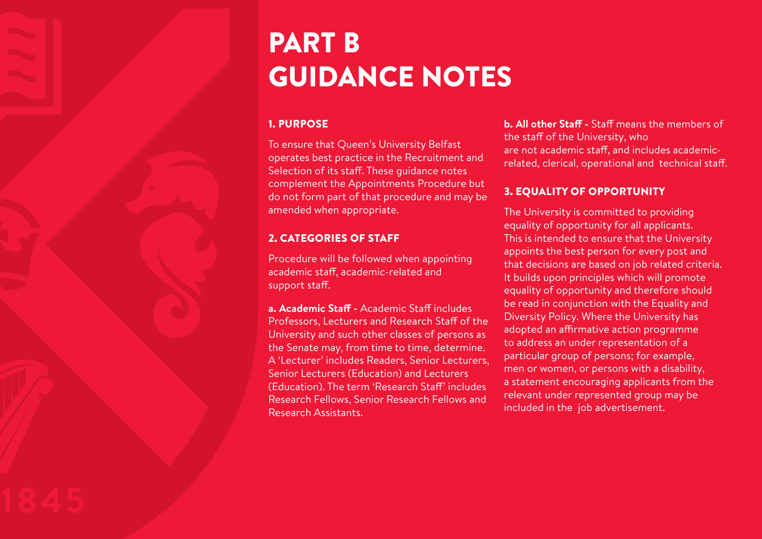# PART B GUIDANCE NOTES

## 1. PURPOSE

To ensure that Queen's University Belfast operates best practice in the Recruitment and Selection of its staff. These guidance notes complement the Appointments Procedure but do not form part of that procedure and may be amended when appropriate.

## 2. CATEGORIES OF STAFF

Procedure will be followed when appointing academic staff, academic-related and support staff.

**a. Academic Staff -** Academic Staff includes Professors, Lecturers and Research Staff of the University and such other classes of persons as the Senate may, from time to time, determine. A 'Lecturer' includes Readers, Senior Lecturers, Senior Lecturers (Education) and Lecturers (Education). The term 'Research Staff' includes Research Fellows, Senior Research Fellows and Research Assistants.

**b. All other Staff -** Staff means the members of the staff of the University, who are not academic staff, and includes academic-related, clerical, operational and technical staff.

## 3. EQUALITY OF OPPORTUNITY

The University is committed to providing equality of opportunity for all applicants. This is intended to ensure that the University appoints the best person for every post and that decisions are based on job related criteria. It builds upon principles which will promote equality of opportunity and therefore should be read in conjunction with the Equality and Diversity Policy. Where the University has adopted an affirmative action programme to address an under representation of a particular group of persons; for example, men or women, or persons with a disability, a statement encouraging applicants from the relevant under represented group may be included in the job advertisement.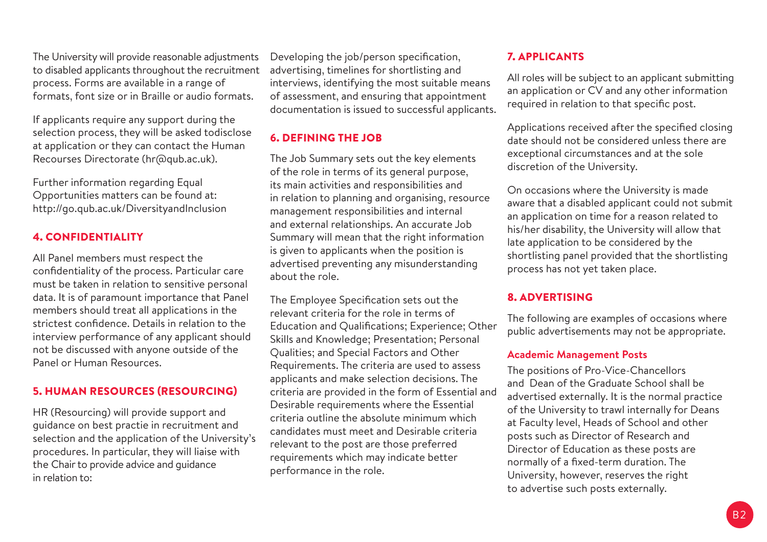The University will provide reasonable adjustments to disabled applicants throughout the recruitment process. Forms are available in a range of formats, font size or in Braille or audio formats.

If applicants require any support during the selection process, they will be asked todisclose at application or they can contact the Human Recourses Directorate (hr@qub.ac.uk).

Further information regarding Equal Opportunities matters can be found at: http://go.qub.ac.uk/DiversityandInclusion

## 4. CONFIDENTIALITY

All Panel members must respect the confidentiality of the process. Particular care must be taken in relation to sensitive personal data. It is of paramount importance that Panel members should treat all applications in the strictest confidence. Details in relation to the interview performance of any applicant should not be discussed with anyone outside of the Panel or Human Resources.

## 5. HUMAN RESOURCES (RESOURCING)

HR (Resourcing) will provide support and guidance on best practie in recruitment and selection and the application of the University's procedures. In particular, they will liaise with the Chair to provide advice and guidance in relation to:

Developing the job/person specification, advertising, timelines for shortlisting and interviews, identifying the most suitable means of assessment, and ensuring that appointment documentation is issued to successful applicants.

## 6. DEFINING THE JOB

The Job Summary sets out the key elements of the role in terms of its general purpose, its main activities and responsibilities and in relation to planning and organising, resource management responsibilities and internal and external relationships. An accurate Job Summary will mean that the right information is given to applicants when the position is advertised preventing any misunderstanding about the role.

The Employee Specification sets out the relevant criteria for the role in terms of Education and Qualifications; Experience; Other Skills and Knowledge; Presentation; Personal Qualities; and Special Factors and Other Requirements. The criteria are used to assess applicants and make selection decisions. The criteria are provided in the form of Essential and Desirable requirements where the Essential criteria outline the absolute minimum which candidates must meet and Desirable criteria relevant to the post are those preferred requirements which may indicate better performance in the role.

## 7. APPLICANTS

All roles will be subject to an applicant submitting an application or CV and any other information required in relation to that specific post.

Applications received after the specified closing date should not be considered unless there are exceptional circumstances and at the sole discretion of the University.

On occasions where the University is made aware that a disabled applicant could not submit an application on time for a reason related to his/her disability, the University will allow that late application to be considered by the shortlisting panel provided that the shortlisting process has not yet taken place.

## 8. ADVERTISING

The following are examples of occasions where public advertisements may not be appropriate.

### Academic Management Posts

The positions of Pro-Vice-Chancellors and Dean of the Graduate School shall be advertised externally. It is the normal practice of the University to trawl internally for Deans at Faculty level, Heads of School and other posts such as Director of Research and Director of Education as these posts are normally of a fixed-term duration. The University, however, reserves the right to advertise such posts externally.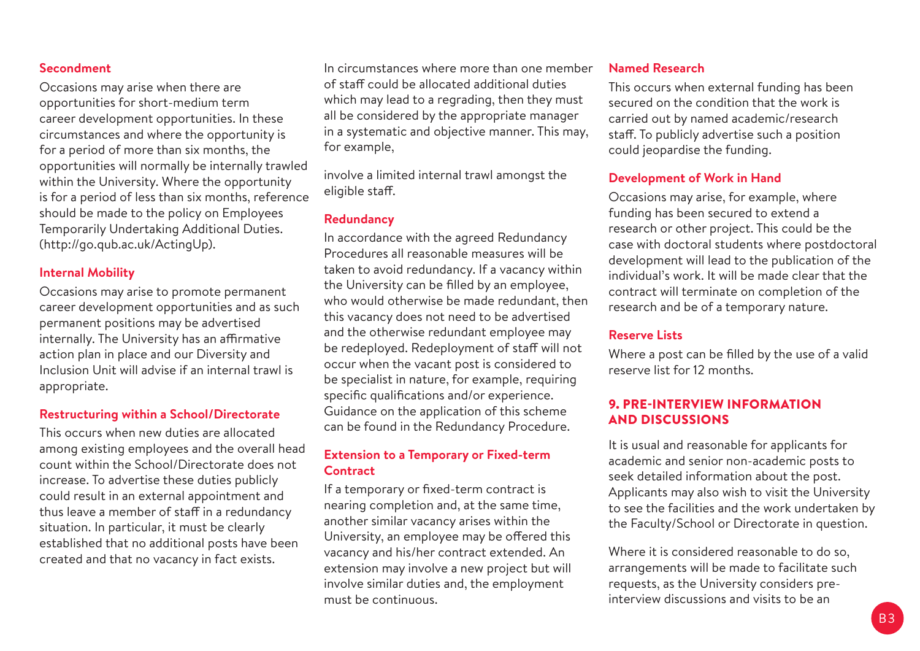### Secondment

Occasions may arise when there are opportunities for short-medium term career development opportunities. In these circumstances and where the opportunity is for a period of more than six months, the opportunities will normally be internally trawled within the University. Where the opportunity is for a period of less than six months, reference should be made to the policy on Employees Temporarily Undertaking Additional Duties. (http://go.qub.ac.uk/ActingUp).

### Internal Mobility

Occasions may arise to promote permanent career development opportunities and as such permanent positions may be advertised internally. The University has an affirmative action plan in place and our Diversity and Inclusion Unit will advise if an internal trawl is appropriate.

### Restructuring within a School/Directorate

This occurs when new duties are allocated among existing employees and the overall head count within the School/Directorate does not increase. To advertise these duties publicly could result in an external appointment and thus leave a member of staff in a redundancy situation. In particular, it must be clearly established that no additional posts have been created and that no vacancy in fact exists.

In circumstances where more than one member of staff could be allocated additional duties which may lead to a regrading, then they must all be considered by the appropriate manager in a systematic and objective manner. This may, for example,

involve a limited internal trawl amongst the eligible staff.

### Redundancy

In accordance with the agreed Redundancy Procedures all reasonable measures will be taken to avoid redundancy. If a vacancy within the University can be filled by an employee, who would otherwise be made redundant, then this vacancy does not need to be advertised and the otherwise redundant employee may be redeployed. Redeployment of staff will not occur when the vacant post is considered to be specialist in nature, for example, requiring specific qualifications and/or experience. Guidance on the application of this scheme can be found in the Redundancy Procedure.

### Extension to a Temporary or Fixed-term Contract

If a temporary or fixed-term contract is nearing completion and, at the same time, another similar vacancy arises within the University, an employee may be offered this vacancy and his/her contract extended. An extension may involve a new project but will involve similar duties and, the employment must be continuous.

### Named Research

This occurs when external funding has been secured on the condition that the work is carried out by named academic/research staff. To publicly advertise such a position could jeopardise the funding.

### Development of Work in Hand

Occasions may arise, for example, where funding has been secured to extend a research or other project. This could be the case with doctoral students where postdoctoral development will lead to the publication of the individual's work. It will be made clear that the contract will terminate on completion of the research and be of a temporary nature.

### Reserve Lists

Where a post can be filled by the use of a valid reserve list for 12 months.

## 9. PRE-INTERVIEW INFORMATION AND DISCUSSIONS

It is usual and reasonable for applicants for academic and senior non-academic posts to seek detailed information about the post. Applicants may also wish to visit the University to see the facilities and the work undertaken by the Faculty/School or Directorate in question.

Where it is considered reasonable to do so, arrangements will be made to facilitate such requests, as the University considers pre-interview discussions and visits to be an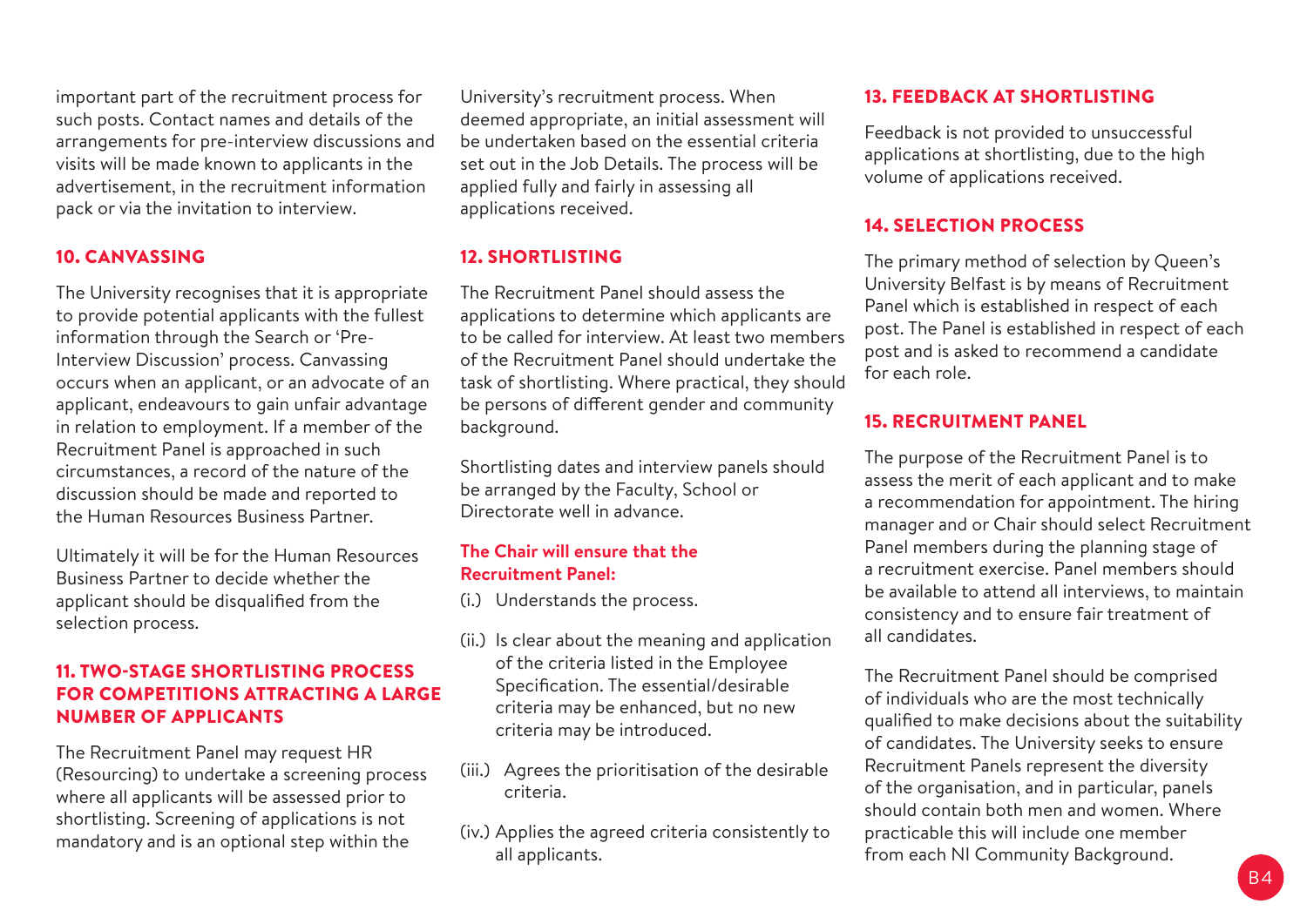important part of the recruitment process for such posts. Contact names and details of the arrangements for pre-interview discussions and visits will be made known to applicants in the advertisement, in the recruitment information pack or via the invitation to interview.

## 10. CANVASSING

The University recognises that it is appropriate to provide potential applicants with the fullest information through the Search or 'Pre-Interview Discussion' process. Canvassing occurs when an applicant, or an advocate of an applicant, endeavours to gain unfair advantage in relation to employment. If a member of the Recruitment Panel is approached in such circumstances, a record of the nature of the discussion should be made and reported to the Human Resources Business Partner.

Ultimately it will be for the Human Resources Business Partner to decide whether the applicant should be disqualified from the selection process.

## 11. TWO-STAGE SHORTLISTING PROCESS FOR COMPETITIONS ATTRACTING A LARGE NUMBER OF APPLICANTS

The Recruitment Panel may request HR (Resourcing) to undertake a screening process where all applicants will be assessed prior to shortlisting. Screening of applications is not mandatory and is an optional step within the University's recruitment process. When deemed appropriate, an initial assessment will be undertaken based on the essential criteria set out in the Job Details. The process will be applied fully and fairly in assessing all applications received.

## 12. SHORTLISTING

The Recruitment Panel should assess the applications to determine which applicants are to be called for interview. At least two members of the Recruitment Panel should undertake the task of shortlisting. Where practical, they should be persons of different gender and community background.

Shortlisting dates and interview panels should be arranged by the Faculty, School or Directorate well in advance.

**The Chair will ensure that the Recruitment Panel:**

(i.) Understands the process.

(ii.) Is clear about the meaning and application of the criteria listed in the Employee Specification. The essential/desirable criteria may be enhanced, but no new criteria may be introduced.

(iii.) Agrees the prioritisation of the desirable criteria.

(iv.) Applies the agreed criteria consistently to all applicants.

## 13. FEEDBACK AT SHORTLISTING

Feedback is not provided to unsuccessful applications at shortlisting, due to the high volume of applications received.

## 14. SELECTION PROCESS

The primary method of selection by Queen's University Belfast is by means of Recruitment Panel which is established in respect of each post. The Panel is established in respect of each post and is asked to recommend a candidate for each role.

## 15. RECRUITMENT PANEL

The purpose of the Recruitment Panel is to assess the merit of each applicant and to make a recommendation for appointment. The hiring manager and or Chair should select Recruitment Panel members during the planning stage of a recruitment exercise. Panel members should be available to attend all interviews, to maintain consistency and to ensure fair treatment of all candidates.

The Recruitment Panel should be comprised of individuals who are the most technically qualified to make decisions about the suitability of candidates. The University seeks to ensure Recruitment Panels represent the diversity of the organisation, and in particular, panels should contain both men and women. Where practicable this will include one member from each NI Community Background.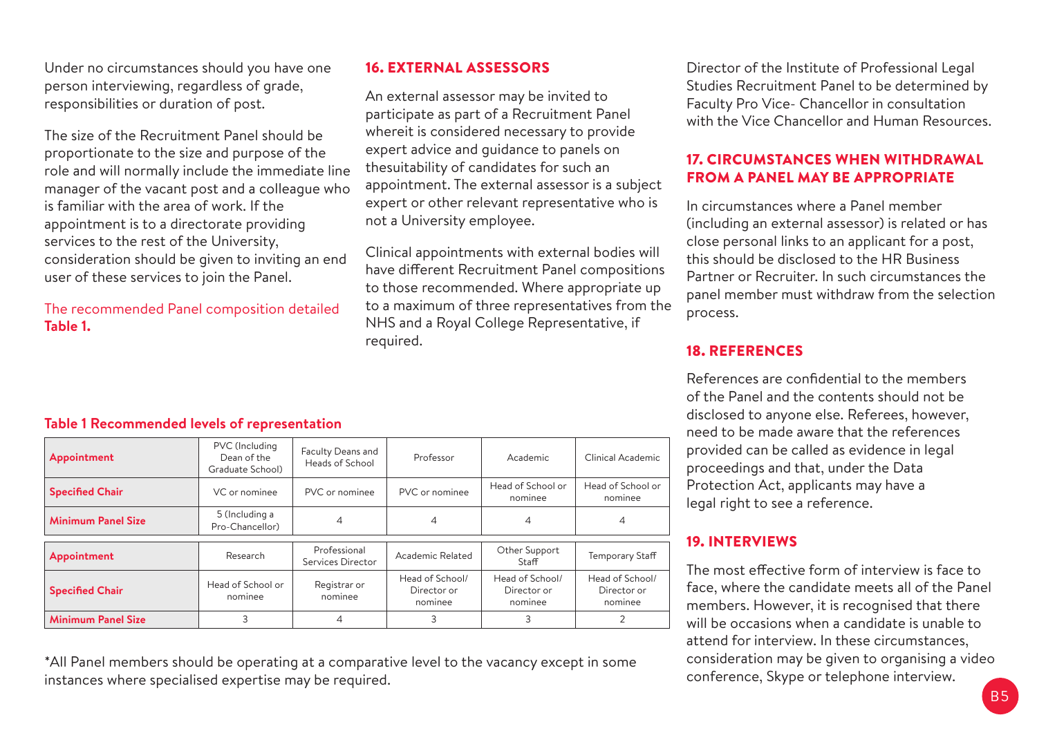Under no circumstances should you have one person interviewing, regardless of grade, responsibilities or duration of post.

The size of the Recruitment Panel should be proportionate to the size and purpose of the role and will normally include the immediate line manager of the vacant post and a colleague who is familiar with the area of work. If the appointment is to a directorate providing services to the rest of the University, consideration should be given to inviting an end user of these services to join the Panel.

The recommended Panel composition detailed **Table 1.**

## 16. EXTERNAL ASSESSORS

An external assessor may be invited to participate as part of a Recruitment Panel whereit is considered necessary to provide expert advice and guidance to panels on thesuitability of candidates for such an appointment. The external assessor is a subject expert or other relevant representative who is not a University employee.

Clinical appointments with external bodies will have different Recruitment Panel compositions to those recommended. Where appropriate up to a maximum of three representatives from the NHS and a Royal College Representative, if required.

Director of the Institute of Professional Legal Studies Recruitment Panel to be determined by Faculty Pro Vice- Chancellor in consultation with the Vice Chancellor and Human Resources.

**Table 1 Recommended levels of representation**

| Appointment | PVC (Including Dean of the Graduate School) | Faculty Deans and Heads of School | Professor | Academic | Clinical Academic |
|---|---|---|---|---|---|
| **Specified Chair** | VC or nominee | PVC or nominee | PVC or nominee | Head of School or nominee | Head of School or nominee |
| **Minimum Panel Size** | 5 (Including a Pro-Chancellor) | 4 | 4 | 4 | 4 |

| Appointment | Research | Professional Services Director | Academic Related | Other Support Staff | Temporary Staff |
|---|---|---|---|---|---|
| **Specified Chair** | Head of School or nominee | Registrar or nominee | Head of School/ Director or nominee | Head of School/ Director or nominee | Head of School/ Director or nominee |
| **Minimum Panel Size** | 3 | 4 | 3 | 3 | 2 |

*All Panel members should be operating at a comparative level to the vacancy except in some instances where specialised expertise may be required.

## 17. CIRCUMSTANCES WHEN WITHDRAWAL FROM A PANEL MAY BE APPROPRIATE

In circumstances where a Panel member (including an external assessor) is related or has close personal links to an applicant for a post, this should be disclosed to the HR Business Partner or Recruiter. In such circumstances the panel member must withdraw from the selection process.

## 18. REFERENCES

References are confidential to the members of the Panel and the contents should not be disclosed to anyone else. Referees, however, need to be made aware that the references provided can be called as evidence in legal proceedings and that, under the Data Protection Act, applicants may have a legal right to see a reference.

## 19. INTERVIEWS

The most effective form of interview is face to face, where the candidate meets all of the Panel members. However, it is recognised that there will be occasions when a candidate is unable to attend for interview. In these circumstances, consideration may be given to organising a video conference, Skype or telephone interview.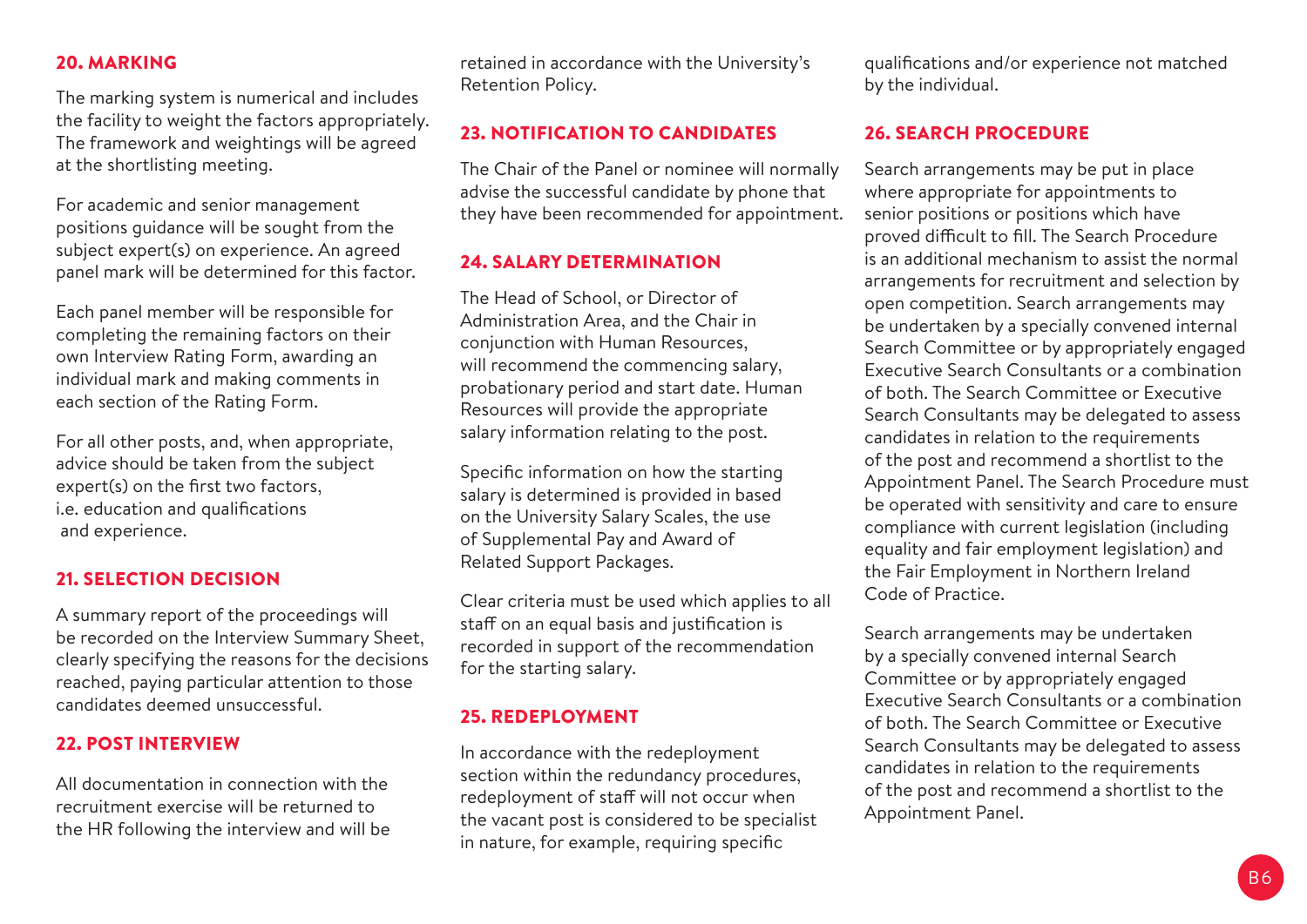## 20. MARKING

The marking system is numerical and includes the facility to weight the factors appropriately. The framework and weightings will be agreed at the shortlisting meeting.

For academic and senior management positions guidance will be sought from the subject expert(s) on experience. An agreed panel mark will be determined for this factor.

Each panel member will be responsible for completing the remaining factors on their own Interview Rating Form, awarding an individual mark and making comments in each section of the Rating Form.

For all other posts, and, when appropriate, advice should be taken from the subject expert(s) on the first two factors, i.e. education and qualifications and experience.

## 21. SELECTION DECISION

A summary report of the proceedings will be recorded on the Interview Summary Sheet, clearly specifying the reasons for the decisions reached, paying particular attention to those candidates deemed unsuccessful.

## 22. POST INTERVIEW

All documentation in connection with the recruitment exercise will be returned to the HR following the interview and will be retained in accordance with the University's Retention Policy.

## 23. NOTIFICATION TO CANDIDATES

The Chair of the Panel or nominee will normally advise the successful candidate by phone that they have been recommended for appointment.

## 24. SALARY DETERMINATION

The Head of School, or Director of Administration Area, and the Chair in conjunction with Human Resources, will recommend the commencing salary, probationary period and start date. Human Resources will provide the appropriate salary information relating to the post.

Specific information on how the starting salary is determined in based on the University Salary Scales, the use of Supplemental Pay and Award of Related Support Packages.

Clear criteria must be used which applies to all staff on an equal basis and justification is recorded in support of the recommendation for the starting salary.

## 25. REDEPLOYMENT

In accordance with the redeployment section within the redundancy procedures, redeployment of staff will not occur when the vacant post is considered to be specialist in nature, for example, requiring specific qualifications and/or experience not matched by the individual.

## 26. SEARCH PROCEDURE

Search arrangements may be put in place where appropriate for appointments to senior positions or positions which have proved difficult to fill. The Search Procedure is an additional mechanism to assist the normal arrangements for recruitment and selection by open competition. Search arrangements may be undertaken by a specially convened internal Search Committee or by appropriately engaged Executive Search Consultants or a combination of both. The Search Committee or Executive Search Consultants may be delegated to assess candidates in relation to the requirements of the post and recommend a shortlist to the Appointment Panel. The Search Procedure must be operated with sensitivity and care to ensure compliance with current legislation (including equality and fair employment legislation) and the Fair Employment in Northern Ireland Code of Practice.

Search arrangements may be undertaken by a specially convened internal Search Committee or by appropriately engaged Executive Search Consultants or a combination of both. The Search Committee or Executive Search Consultants may be delegated to assess candidates in relation to the requirements of the post and recommend a shortlist to the Appointment Panel.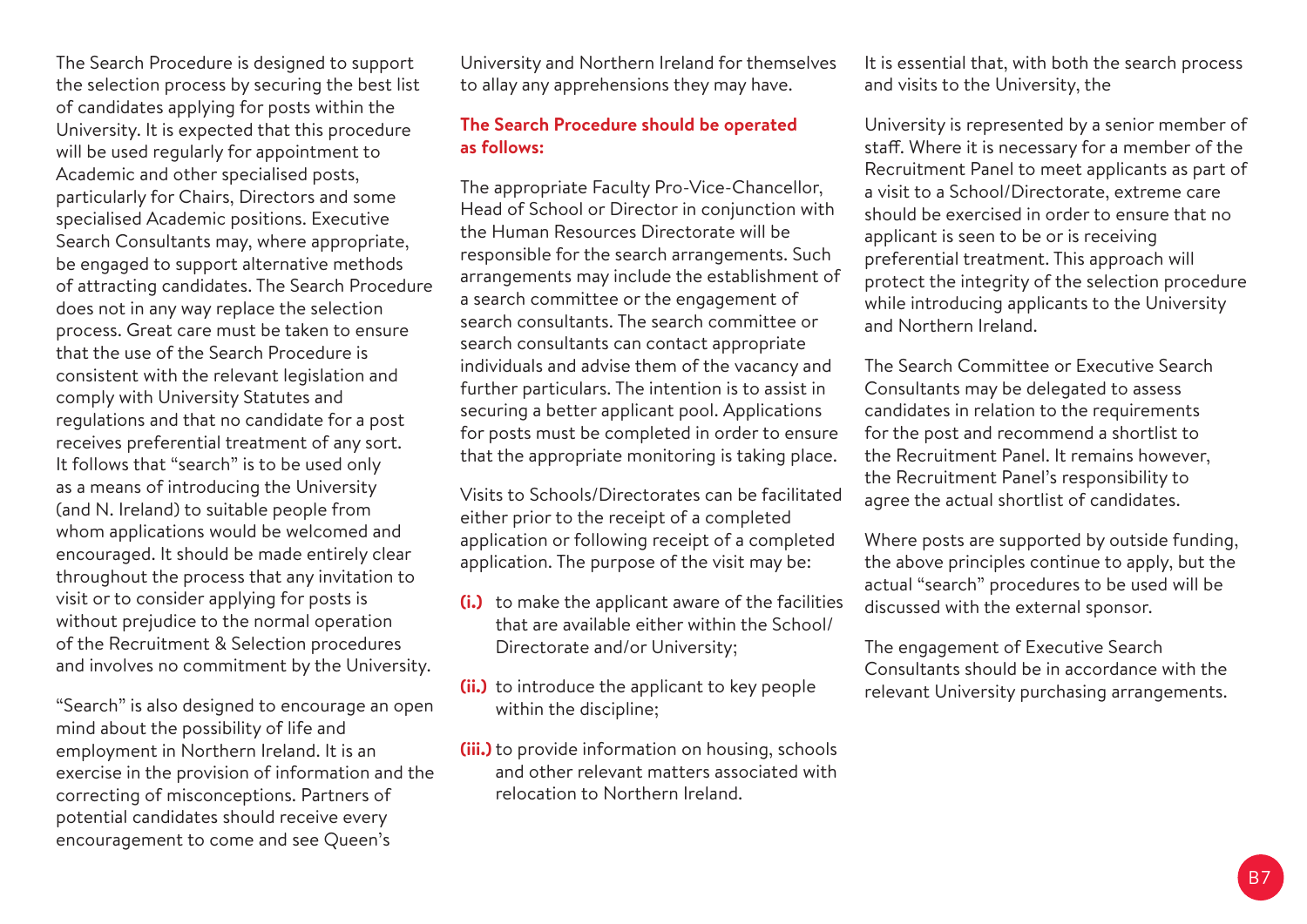The Search Procedure is designed to support the selection process by securing the best list of candidates applying for posts within the University. It is expected that this procedure will be used regularly for appointment to Academic and other specialised posts, particularly for Chairs, Directors and some specialised Academic positions. Executive Search Consultants may, where appropriate, be engaged to support alternative methods of attracting candidates. The Search Procedure does not in any way replace the selection process. Great care must be taken to ensure that the use of the Search Procedure is consistent with the relevant legislation and comply with University Statutes and regulations and that no candidate for a post receives preferential treatment of any sort. It follows that "search" is to be used only as a means of introducing the University (and N. Ireland) to suitable people from whom applications would be welcomed and encouraged. It should be made entirely clear throughout the process that any invitation to visit or to consider applying for posts is without prejudice to the normal operation of the Recruitment & Selection procedures and involves no commitment by the University.

"Search" is also designed to encourage an open mind about the possibility of life and employment in Northern Ireland. It is an exercise in the provision of information and the correcting of misconceptions. Partners of potential candidates should receive every encouragement to come and see Queen's University and Northern Ireland for themselves to allay any apprehensions they may have.

**The Search Procedure should be operated as follows:**

The appropriate Faculty Pro-Vice-Chancellor, Head of School or Director in conjunction with the Human Resources Directorate will be responsible for the search arrangements. Such arrangements may include the establishment of a search committee or the engagement of search consultants. The search committee or search consultants can contact appropriate individuals and advise them of the vacancy and further particulars. The intention is to assist in securing a better applicant pool. Applications for posts must be completed in order to ensure that the appropriate monitoring is taking place.

Visits to Schools/Directorates can be facilitated either prior to the receipt of a completed application or following receipt of a completed application. The purpose of the visit may be:

- **(i.)** to make the applicant aware of the facilities that are available either within the School/ Directorate and/or University;
- **(ii.)** to introduce the applicant to key people within the discipline;
- **(iii.)** to provide information on housing, schools and other relevant matters associated with relocation to Northern Ireland.

It is essential that, with both the search process and visits to the University, the

University is represented by a senior member of staff. Where it is necessary for a member of the Recruitment Panel to meet applicants as part of a visit to a School/Directorate, extreme care should be exercised in order to ensure that no applicant is seen to be or is receiving preferential treatment. This approach will protect the integrity of the selection procedure while introducing applicants to the University and Northern Ireland.

The Search Committee or Executive Search Consultants may be delegated to assess candidates in relation to the requirements for the post and recommend a shortlist to the Recruitment Panel. It remains however, the Recruitment Panel's responsibility to agree the actual shortlist of candidates.

Where posts are supported by outside funding, the above principles continue to apply, but the actual "search" procedures to be used will be discussed with the external sponsor.

The engagement of Executive Search Consultants should be in accordance with the relevant University purchasing arrangements.